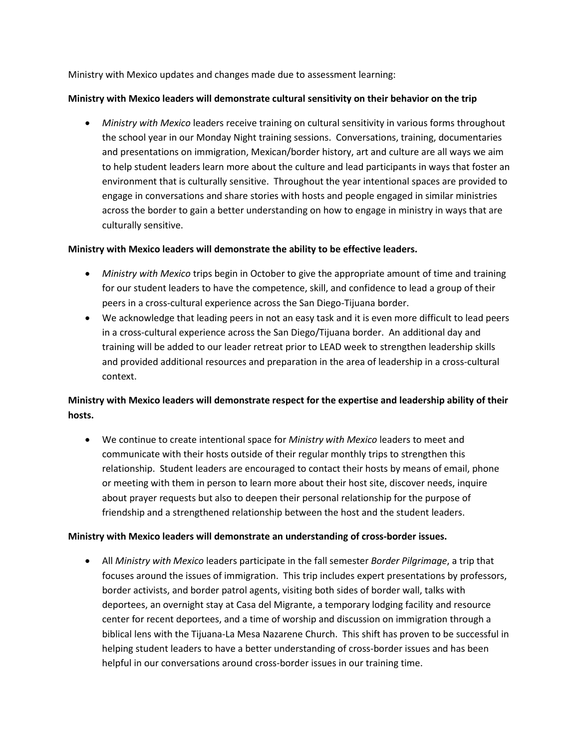Ministry with Mexico updates and changes made due to assessment learning:

**Ministry with Mexico leaders will demonstrate cultural sensitivity on their behavior on the trip**

- *Ministry with Mexico* leaders receive training on cultural sensitivity in various forms throughout the school year in our Monday Night training sessions. Conversations, training, documentaries and presentations on immigration, Mexican/border history, art and culture are all ways we aim to help student leaders learn more about the culture and lead participants in ways that foster an environment that is culturally sensitive. Throughout the year intentional spaces are provided to engage in conversations and share stories with hosts and people engaged in similar ministries across the border to gain a better understanding on how to engage in ministry in ways that are culturally sensitive.

**Ministry with Mexico leaders will demonstrate the ability to be effective leaders.**

- *Ministry with Mexico* trips begin in October to give the appropriate amount of time and training for our student leaders to have the competence, skill, and confidence to lead a group of their peers in a cross-cultural experience across the San Diego-Tijuana border.
- We acknowledge that leading peers in not an easy task and it is even more difficult to lead peers in a cross-cultural experience across the San Diego/Tijuana border. An additional day and training will be added to our leader retreat prior to LEAD week to strengthen leadership skills and provided additional resources and preparation in the area of leadership in a cross-cultural context.

**Ministry with Mexico leaders will demonstrate respect for the expertise and leadership ability of their hosts.**

- We continue to create intentional space for *Ministry with Mexico* leaders to meet and communicate with their hosts outside of their regular monthly trips to strengthen this relationship. Student leaders are encouraged to contact their hosts by means of email, phone or meeting with them in person to learn more about their host site, discover needs, inquire about prayer requests but also to deepen their personal relationship for the purpose of friendship and a strengthened relationship between the host and the student leaders.

**Ministry with Mexico leaders will demonstrate an understanding of cross-border issues.**

- All *Ministry with Mexico* leaders participate in the fall semester *Border Pilgrimage*, a trip that focuses around the issues of immigration. This trip includes expert presentations by professors, border activists, and border patrol agents, visiting both sides of border wall, talks with deportees, an overnight stay at Casa del Migrante, a temporary lodging facility and resource center for recent deportees, and a time of worship and discussion on immigration through a biblical lens with the Tijuana-La Mesa Nazarene Church. This shift has proven to be successful in helping student leaders to have a better understanding of cross-border issues and has been helpful in our conversations around cross-border issues in our training time.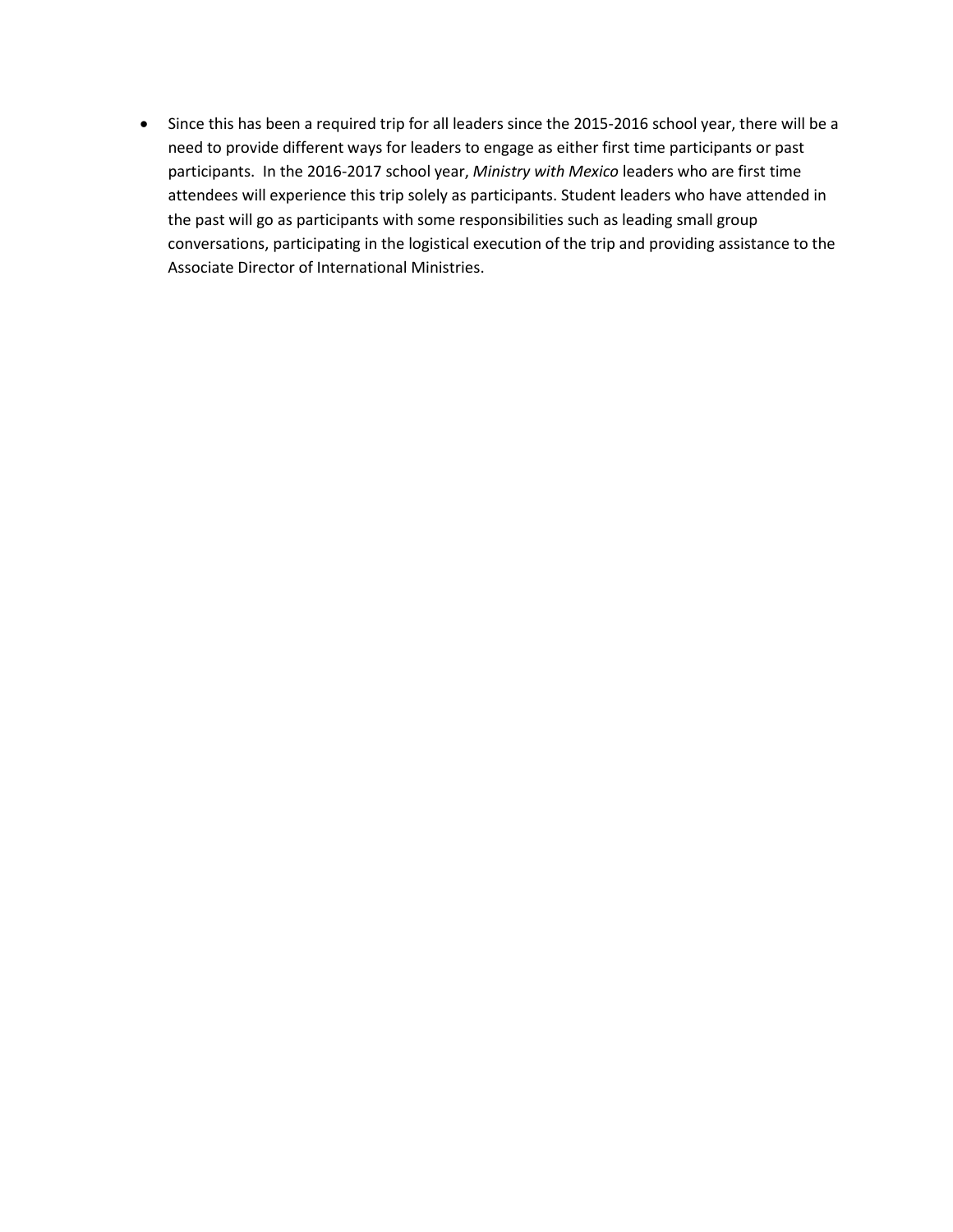- Since this has been a required trip for all leaders since the 2015-2016 school year, there will be a need to provide different ways for leaders to engage as either first time participants or past participants. In the 2016-2017 school year, *Ministry with Mexico* leaders who are first time attendees will experience this trip solely as participants. Student leaders who have attended in the past will go as participants with some responsibilities such as leading small group conversations, participating in the logistical execution of the trip and providing assistance to the Associate Director of International Ministries.